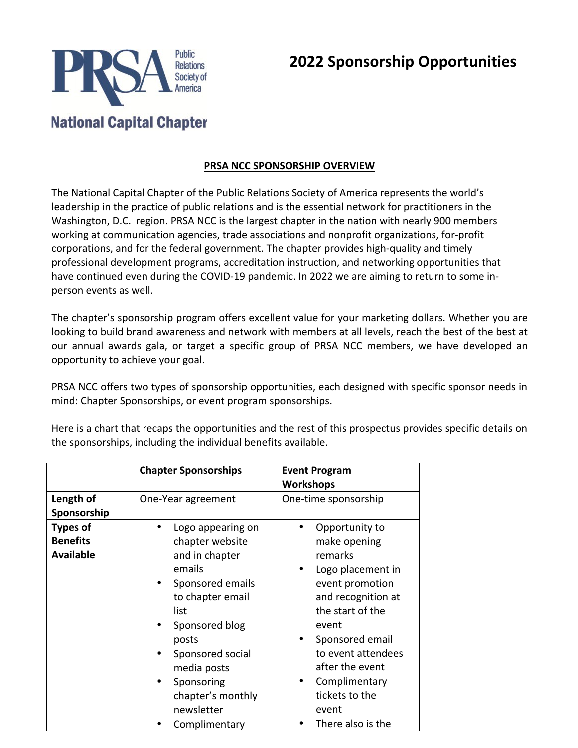# 2022 Sponsorship Opportunities

**National Capital Chapter**

## PRSA NCC SPONSORSHIP OVERVIEW

The National Capital Chapter of the Public Relations Society of America represents the world's leadership in the practice of public relations and is the essential network for practitioners in the Washington, D.C. region. PRSA NCC is the largest chapter in the nation with nearly 900 members working at communication agencies, trade associations and nonprofit organizations, for-profit corporations, and for the federal government. The chapter provides high-quality and timely professional development programs, accreditation instruction, and networking opportunities that have continued even during the COVID-19 pandemic. In 2022 we are aiming to return to some in-person events as well.

The chapter's sponsorship program offers excellent value for your marketing dollars. Whether you are looking to build brand awareness and network with members at all levels, reach the best of the best at our annual awards gala, or target a specific group of PRSA NCC members, we have developed an opportunity to achieve your goal.

PRSA NCC offers two types of sponsorship opportunities, each designed with specific sponsor needs in mind: Chapter Sponsorships, or event program sponsorships.

Here is a chart that recaps the opportunities and the rest of this prospectus provides specific details on the sponsorships, including the individual benefits available.

| | **Chapter Sponsorships** | **Event Program Workshops** |
|---|---|---|
| **Length of Sponsorship** | One-Year agreement | One-time sponsorship |
| **Types of Benefits Available** | • Logo appearing on chapter website and in chapter emails<br>• Sponsored emails to chapter email list<br>• Sponsored blog posts<br>• Sponsored social media posts<br>• Sponsoring chapter's monthly newsletter<br>• Complimentary | • Opportunity to make opening remarks<br>• Logo placement in event promotion and recognition at the start of the event<br>• Sponsored email to event attendees after the event<br>• Complimentary tickets to the event<br>• There also is the |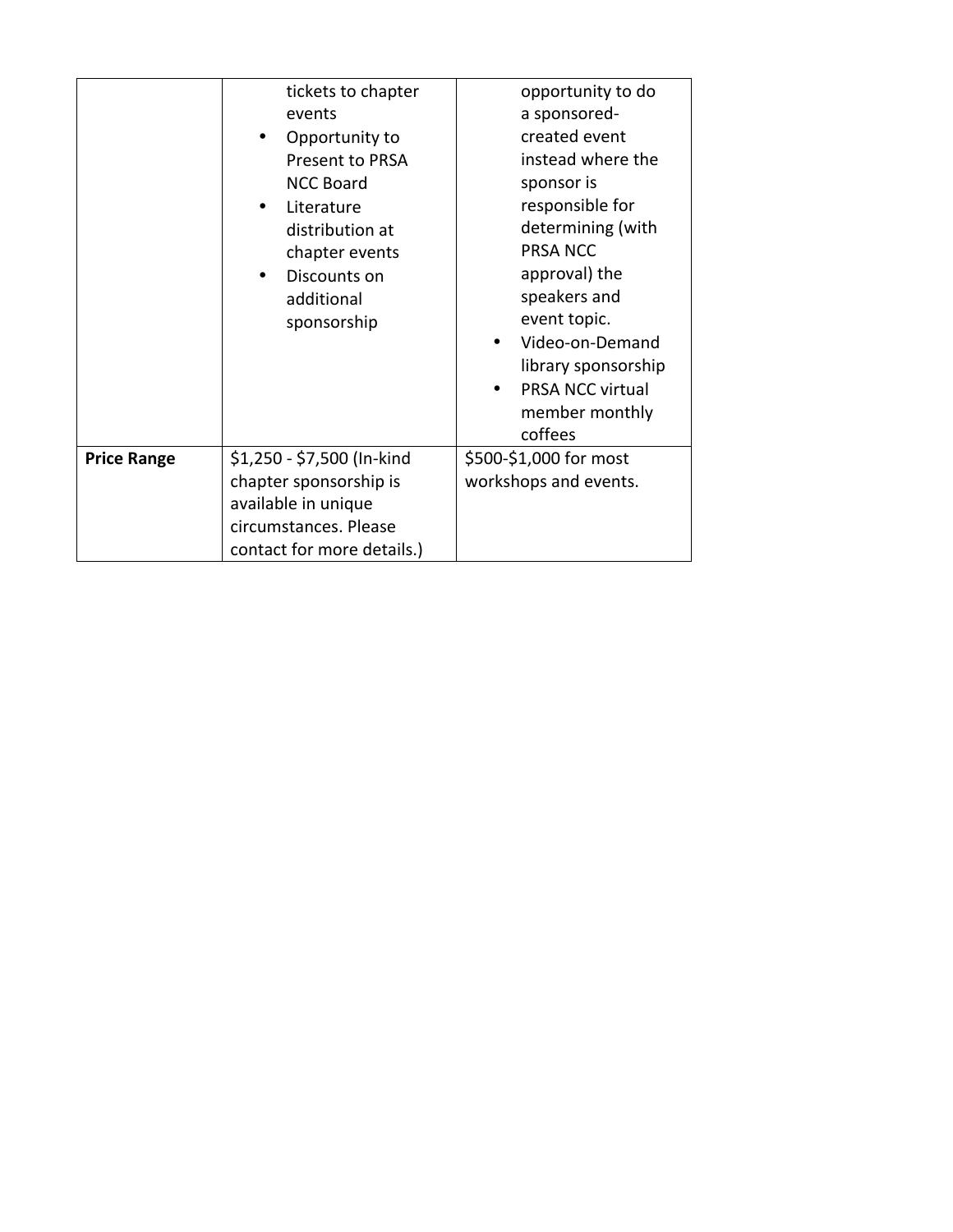| | | |
|---|---|---|
| | tickets to chapter events<br>• Opportunity to Present to PRSA NCC Board<br>• Literature distribution at chapter events<br>• Discounts on additional sponsorship | opportunity to do a sponsored-created event instead where the sponsor is responsible for determining (with PRSA NCC approval) the speakers and event topic.<br>• Video-on-Demand library sponsorship<br>• PRSA NCC virtual member monthly coffees |
| **Price Range** | $1,250 - $7,500 (In-kind chapter sponsorship is available in unique circumstances. Please contact for more details.) | $500-$1,000 for most workshops and events. |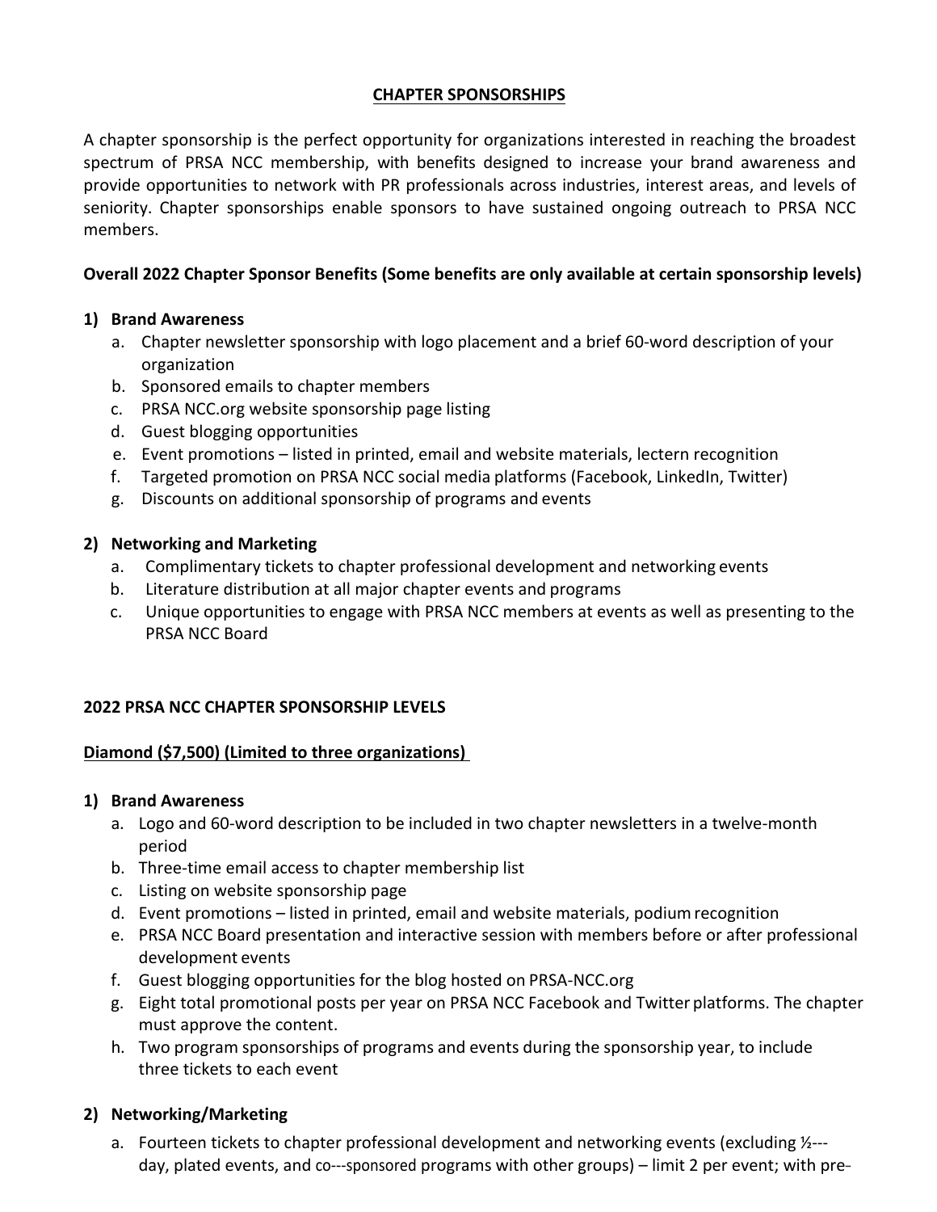## CHAPTER SPONSORSHIPS

A chapter sponsorship is the perfect opportunity for organizations interested in reaching the broadest spectrum of PRSA NCC membership, with benefits designed to increase your brand awareness and provide opportunities to network with PR professionals across industries, interest areas, and levels of seniority. Chapter sponsorships enable sponsors to have sustained ongoing outreach to PRSA NCC members.

**Overall 2022 Chapter Sponsor Benefits (Some benefits are only available at certain sponsorship levels)**

1) **Brand Awareness**
   a. Chapter newsletter sponsorship with logo placement and a brief 60-word description of your organization
   b. Sponsored emails to chapter members
   c. PRSA NCC.org website sponsorship page listing
   d. Guest blogging opportunities
   e. Event promotions – listed in printed, email and website materials, lectern recognition
   f. Targeted promotion on PRSA NCC social media platforms (Facebook, LinkedIn, Twitter)
   g. Discounts on additional sponsorship of programs and events

2) **Networking and Marketing**
   a. Complimentary tickets to chapter professional development and networking events
   b. Literature distribution at all major chapter events and programs
   c. Unique opportunities to engage with PRSA NCC members at events as well as presenting to the PRSA NCC Board

**2022 PRSA NCC CHAPTER SPONSORSHIP LEVELS**

**Diamond ($7,500) (Limited to three organizations)**

1) **Brand Awareness**
   a. Logo and 60-word description to be included in two chapter newsletters in a twelve-month period
   b. Three-time email access to chapter membership list
   c. Listing on website sponsorship page
   d. Event promotions – listed in printed, email and website materials, podium recognition
   e. PRSA NCC Board presentation and interactive session with members before or after professional development events
   f. Guest blogging opportunities for the blog hosted on PRSA-NCC.org
   g. Eight total promotional posts per year on PRSA NCC Facebook and Twitter platforms. The chapter must approve the content.
   h. Two program sponsorships of programs and events during the sponsorship year, to include three tickets to each event

2) **Networking/Marketing**
   a. Fourteen tickets to chapter professional development and networking events (excluding ½---day, plated events, and co---sponsored programs with other groups) – limit 2 per event; with pre-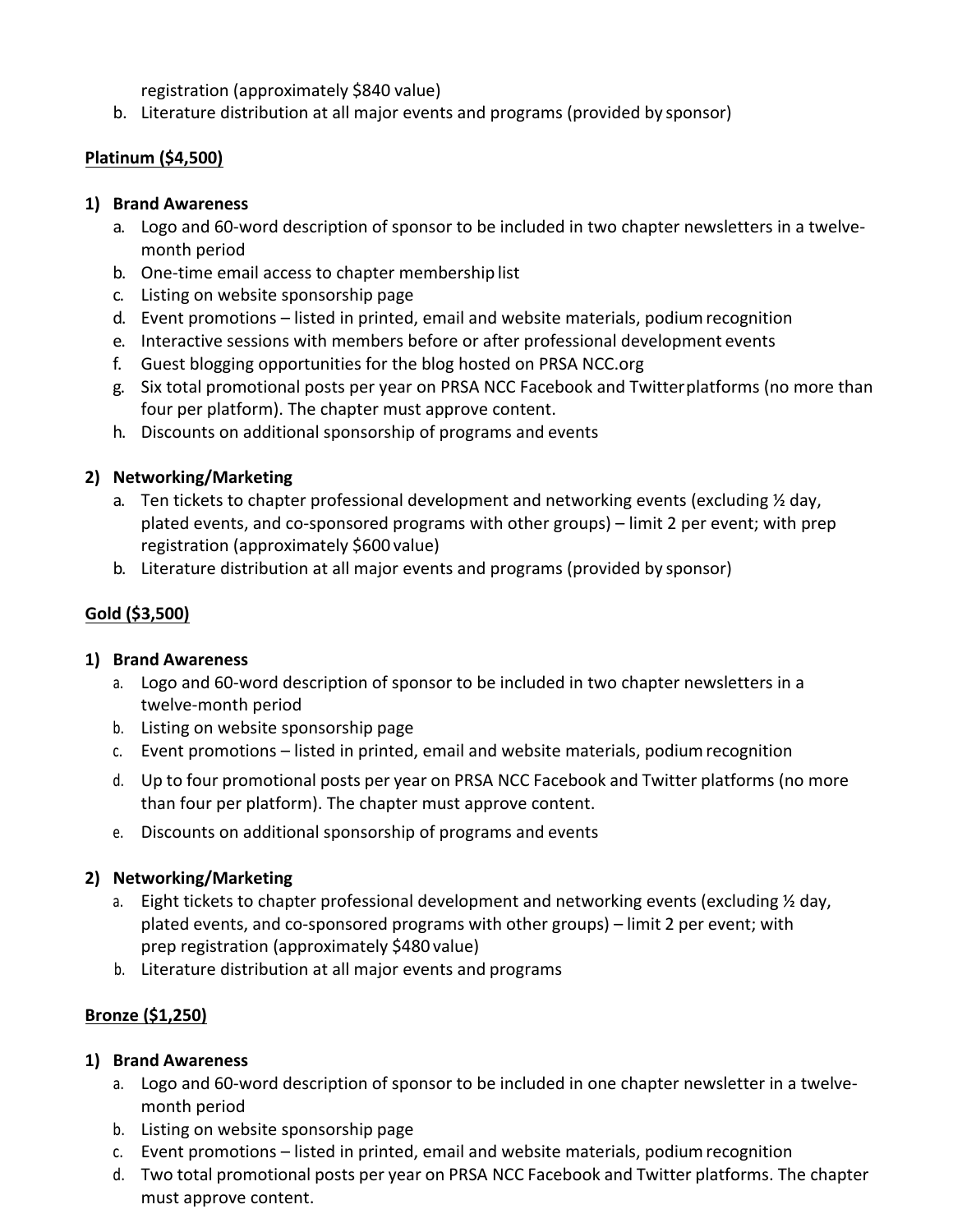registration (approximately $840 value)

b. Literature distribution at all major events and programs (provided by sponsor)

**Platinum ($4,500)**

1) **Brand Awareness**
   a. Logo and 60-word description of sponsor to be included in two chapter newsletters in a twelve-month period
   b. One-time email access to chapter membership list
   c. Listing on website sponsorship page
   d. Event promotions – listed in printed, email and website materials, podium recognition
   e. Interactive sessions with members before or after professional development events
   f. Guest blogging opportunities for the blog hosted on PRSA NCC.org
   g. Six total promotional posts per year on PRSA NCC Facebook and Twitter platforms (no more than four per platform). The chapter must approve content.
   h. Discounts on additional sponsorship of programs and events

2) **Networking/Marketing**
   a. Ten tickets to chapter professional development and networking events (excluding ½ day, plated events, and co-sponsored programs with other groups) – limit 2 per event; with prep registration (approximately $600 value)
   b. Literature distribution at all major events and programs (provided by sponsor)

**Gold ($3,500)**

1) **Brand Awareness**
   a. Logo and 60-word description of sponsor to be included in two chapter newsletters in a twelve-month period
   b. Listing on website sponsorship page
   c. Event promotions – listed in printed, email and website materials, podium recognition
   d. Up to four promotional posts per year on PRSA NCC Facebook and Twitter platforms (no more than four per platform). The chapter must approve content.
   e. Discounts on additional sponsorship of programs and events

2) **Networking/Marketing**
   a. Eight tickets to chapter professional development and networking events (excluding ½ day, plated events, and co-sponsored programs with other groups) – limit 2 per event; with prep registration (approximately $480 value)
   b. Literature distribution at all major events and programs

**Bronze ($1,250)**

1) **Brand Awareness**
   a. Logo and 60-word description of sponsor to be included in one chapter newsletter in a twelve-month period
   b. Listing on website sponsorship page
   c. Event promotions – listed in printed, email and website materials, podium recognition
   d. Two total promotional posts per year on PRSA NCC Facebook and Twitter platforms. The chapter must approve content.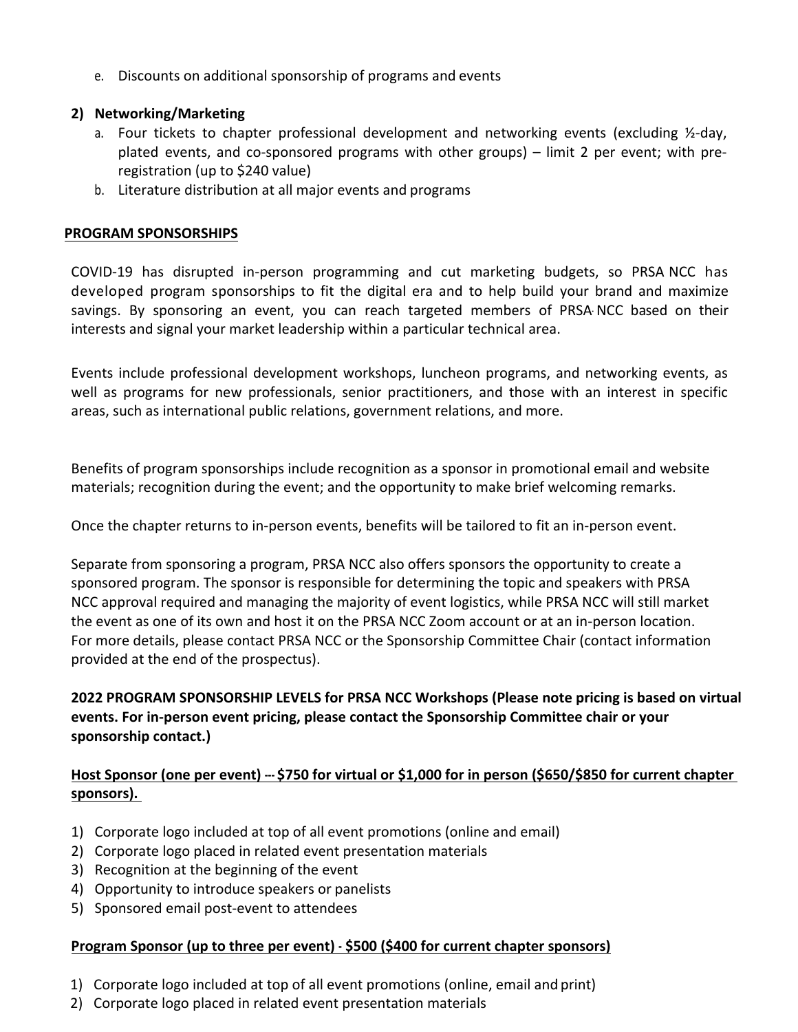e. Discounts on additional sponsorship of programs and events

**2) Networking/Marketing**

a. Four tickets to chapter professional development and networking events (excluding ½-day, plated events, and co-sponsored programs with other groups) – limit 2 per event; with pre-registration (up to $240 value)
b. Literature distribution at all major events and programs

**PROGRAM SPONSORSHIPS**

COVID-19 has disrupted in-person programming and cut marketing budgets, so PRSA NCC has developed program sponsorships to fit the digital era and to help build your brand and maximize savings. By sponsoring an event, you can reach targeted members of PRSA NCC based on their interests and signal your market leadership within a particular technical area.

Events include professional development workshops, luncheon programs, and networking events, as well as programs for new professionals, senior practitioners, and those with an interest in specific areas, such as international public relations, government relations, and more.

Benefits of program sponsorships include recognition as a sponsor in promotional email and website materials; recognition during the event; and the opportunity to make brief welcoming remarks.

Once the chapter returns to in-person events, benefits will be tailored to fit an in-person event.

Separate from sponsoring a program, PRSA NCC also offers sponsors the opportunity to create a sponsored program. The sponsor is responsible for determining the topic and speakers with PRSA NCC approval required and managing the majority of event logistics, while PRSA NCC will still market the event as one of its own and host it on the PRSA NCC Zoom account or at an in-person location. For more details, please contact PRSA NCC or the Sponsorship Committee Chair (contact information provided at the end of the prospectus).

**2022 PROGRAM SPONSORSHIP LEVELS for PRSA NCC Workshops (Please note pricing is based on virtual events. For in-person event pricing, please contact the Sponsorship Committee chair or your sponsorship contact.)**

**Host Sponsor (one per event) --- $750 for virtual or $1,000 for in person ($650/$850 for current chapter sponsors).**

1) Corporate logo included at top of all event promotions (online and email)
2) Corporate logo placed in related event presentation materials
3) Recognition at the beginning of the event
4) Opportunity to introduce speakers or panelists
5) Sponsored email post-event to attendees

**Program Sponsor (up to three per event) - $500 ($400 for current chapter sponsors)**

1) Corporate logo included at top of all event promotions (online, email and print)
2) Corporate logo placed in related event presentation materials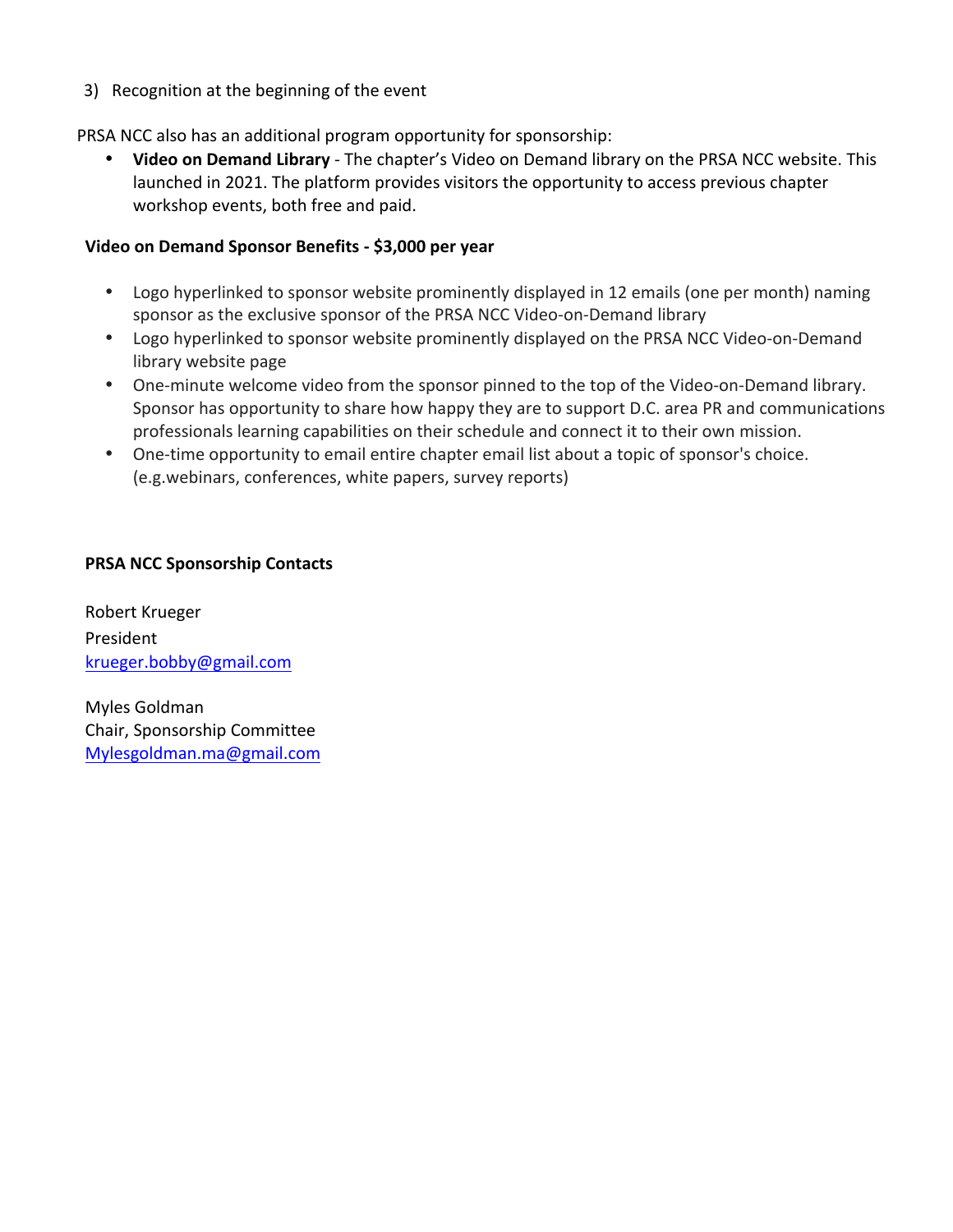3) Recognition at the beginning of the event

PRSA NCC also has an additional program opportunity for sponsorship:

- **Video on Demand Library** - The chapter's Video on Demand library on the PRSA NCC website. This launched in 2021. The platform provides visitors the opportunity to access previous chapter workshop events, both free and paid.

**Video on Demand Sponsor Benefits - $3,000 per year**

- Logo hyperlinked to sponsor website prominently displayed in 12 emails (one per month) naming sponsor as the exclusive sponsor of the PRSA NCC Video-on-Demand library
- Logo hyperlinked to sponsor website prominently displayed on the PRSA NCC Video-on-Demand library website page
- One-minute welcome video from the sponsor pinned to the top of the Video-on-Demand library. Sponsor has opportunity to share how happy they are to support D.C. area PR and communications professionals learning capabilities on their schedule and connect it to their own mission.
- One-time opportunity to email entire chapter email list about a topic of sponsor's choice. (e.g.webinars, conferences, white papers, survey reports)

**PRSA NCC Sponsorship Contacts**

Robert Krueger
President
krueger.bobby@gmail.com

Myles Goldman
Chair, Sponsorship Committee
Mylesgoldman.ma@gmail.com